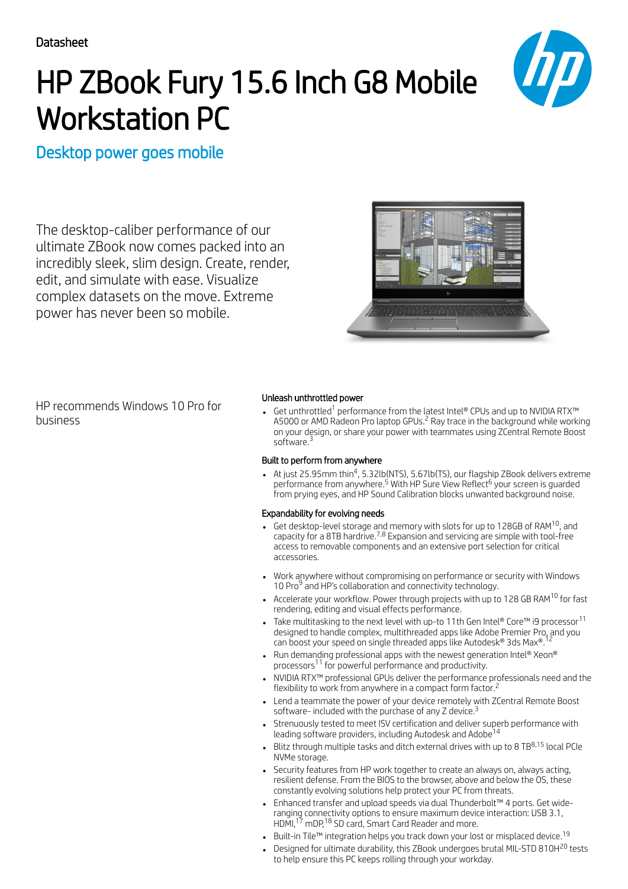Datasheet

# HP ZBook Fury 15.6 Inch G8 Mobile Workstation PC

## Desktop power goes mobile

The desktop-caliber performance of our ultimate ZBook now comes packed into an incredibly sleek, slim design. Create, render, edit, and simulate with ease. Visualize complex datasets on the move. Extreme power has never been so mobile.

HP recommends Windows 10 Pro for business

### Unleash unthrottled power

- Get unthrottled[1] performance from the latest Intel® CPUs and up to NVIDIA RTX™ A5000 or AMD Radeon Pro laptop GPUs.[2] Ray trace in the background while working on your design, or share your power with teammates using ZCentral Remote Boost software.[3]

### Built to perform from anywhere

- At just 25.95mm thin[4], 5.32lb(NTS), 5.67lb(TS), our flagship ZBook delivers extreme performance from anywhere.[5] With HP Sure View Reflect[6] your screen is guarded from prying eyes, and HP Sound Calibration blocks unwanted background noise.

### Expandability for evolving needs

- Get desktop-level storage and memory with slots for up to 128GB of RAM[10], and capacity for a 8TB hardrive.[7,8] Expansion and servicing are simple with tool-free access to removable components and an extensive port selection for critical accessories.

- Work anywhere without compromising on performance or security with Windows 10 Pro[9] and HP's collaboration and connectivity technology.
- Accelerate your workflow. Power through projects with up to 128 GB RAM[10] for fast rendering, editing and visual effects performance.
- Take multitasking to the next level with up-to 11th Gen Intel® Core™ i9 processor[11] designed to handle complex, multithreaded apps like Adobe Premier Pro, and you can boost your speed on single threaded apps like Autodesk® 3ds Max®.[12]
- Run demanding professional apps with the newest generation Intel® Xeon® processors[11] for powerful performance and productivity.
- NVIDIA RTX™ professional GPUs deliver the performance professionals need and the flexibility to work from anywhere in a compact form factor.[2]
- Lend a teammate the power of your device remotely with ZCentral Remote Boost software- included with the purchase of any Z device.[3]
- Strenuously tested to meet ISV certification and deliver superb performance with leading software providers, including Autodesk and Adobe[14]
- Blitz through multiple tasks and ditch external drives with up to 8 TB[8,15] local PCIe NVMe storage.
- Security features from HP work together to create an always on, always acting, resilient defense. From the BIOS to the browser, above and below the OS, these constantly evolving solutions help protect your PC from threats.
- Enhanced transfer and upload speeds via dual Thunderbolt™ 4 ports. Get wide-ranging connectivity options to ensure maximum device interaction: USB 3.1, HDMI,[17] mDP,[18] SD card, Smart Card Reader and more.
- Built-in Tile™ integration helps you track down your lost or misplaced device.[19]
- Designed for ultimate durability, this ZBook undergoes brutal MIL-STD 810H[20] tests to help ensure this PC keeps rolling through your workday.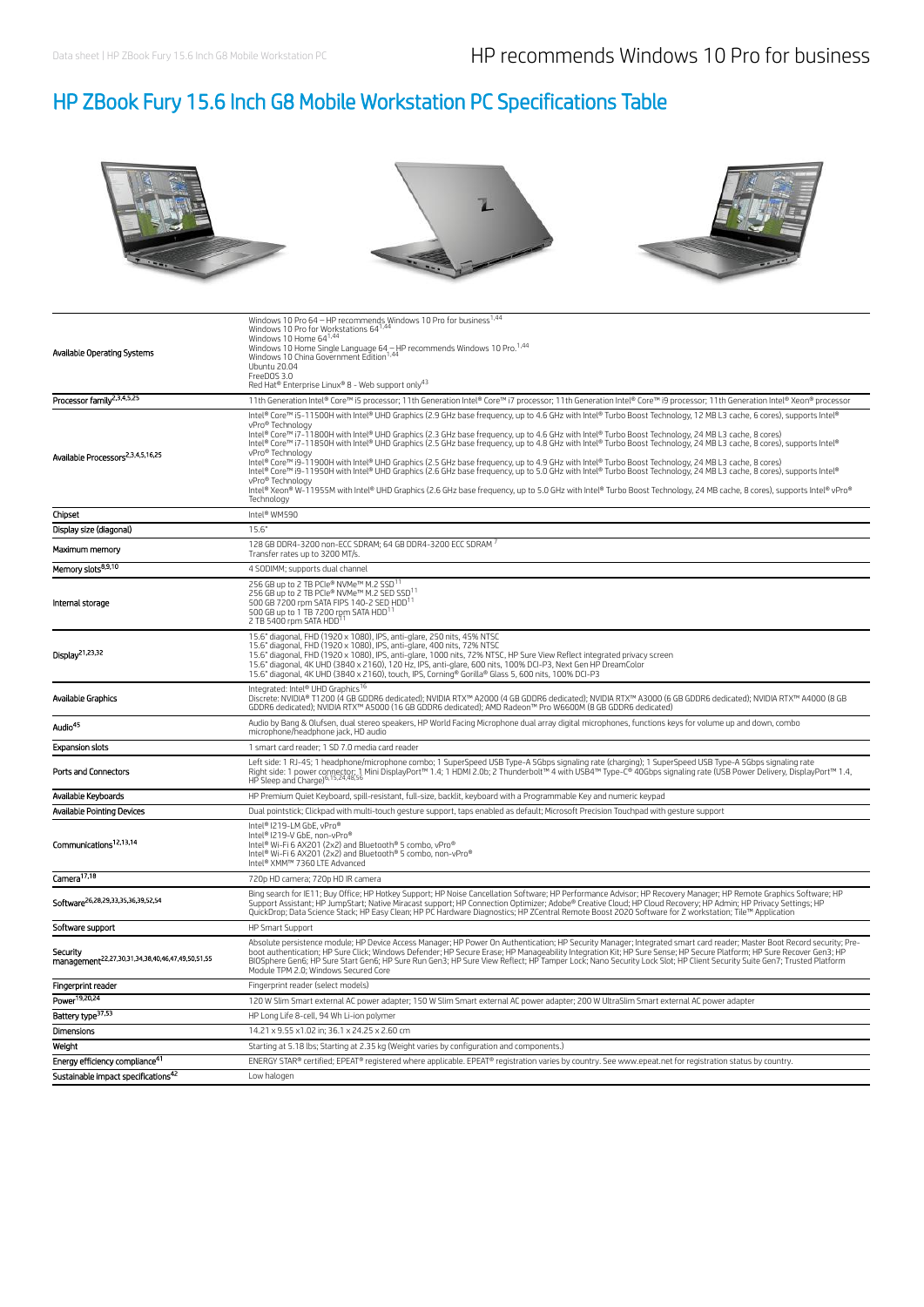# HP ZBook Fury 15.6 Inch G8 Mobile Workstation PC Specifications Table

| | |
|---|---|
| Available Operating Systems | Windows 10 Pro 64 – HP recommends Windows 10 Pro for business[1,44]<br>Windows 10 Pro for Workstations 64[1,44]<br>Windows 10 Home 64[1,44]<br>Windows 10 Home Single Language 64 – HP recommends Windows 10 Pro.[1,44]<br>Windows 10 China Government Edition[1,44]<br>Ubuntu 20.04<br>FreeDOS 3.0<br>Red Hat® Enterprise Linux® 8 - Web support only[43] |
| Processor family[2,3,4,5,25] | 11th Generation Intel® Core™ i5 processor; 11th Generation Intel® Core™ i7 processor; 11th Generation Intel® Core™ i9 processor; 11th Generation Intel® Xeon® processor |
| Available Processors[2,3,4,5,16,25] | Intel® Core™ i5-11500H with Intel® UHD Graphics (2.9 GHz base frequency, up to 4.6 GHz with Intel® Turbo Boost Technology, 12 MB L3 cache, 6 cores), supports Intel® vPro® Technology<br>Intel® Core™ i7-11800H with Intel® UHD Graphics (2.3 GHz base frequency, up to 4.6 GHz with Intel® Turbo Boost Technology, 24 MB L3 cache, 8 cores)<br>Intel® Core™ i7-11850H with Intel® UHD Graphics (2.5 GHz base frequency, up to 4.8 GHz with Intel® Turbo Boost Technology, 24 MB L3 cache, 8 cores), supports Intel® vPro® Technology<br>Intel® Core™ i9-11900H with Intel® UHD Graphics (2.5 GHz base frequency, up to 4.9 GHz with Intel® Turbo Boost Technology, 24 MB L3 cache, 8 cores)<br>Intel® Core™ i9-11950H with Intel® UHD Graphics (2.6 GHz base frequency, up to 5.0 GHz with Intel® Turbo Boost Technology, 24 MB L3 cache, 8 cores), supports Intel® vPro® Technology<br>Intel® Xeon® W-11955M with Intel® UHD Graphics (2.6 GHz base frequency, up to 5.0 GHz with Intel® Turbo Boost Technology, 24 MB cache, 8 cores), supports Intel® vPro® Technology |
| Chipset | Intel® WM590 |
| Display size (diagonal) | 15.6" |
| Maximum memory | 128 GB DDR4-3200 non-ECC SDRAM; 64 GB DDR4-3200 ECC SDRAM [7]<br>Transfer rates up to 3200 MT/s. |
| Memory slots[8,9,10] | 4 SODIMM; supports dual channel |
| Internal storage | 256 GB up to 2 TB PCIe® NVMe™ M.2 SSD[11]<br>256 GB up to 2 TB PCIe® NVMe™ M.2 SED SSD[11]<br>500 GB 7200 rpm SATA FIPS 140-2 SED HDD[11]<br>500 GB up to 1 TB 7200 rpm SATA HDD[11]<br>2 TB 5400 rpm SATA HDD[11] |
| Display[21,23,32] | 15.6" diagonal, FHD (1920 x 1080), IPS, anti-glare, 250 nits, 45% NTSC<br>15.6" diagonal, FHD (1920 x 1080), IPS, anti-glare, 400 nits, 72% NTSC<br>15.6" diagonal, FHD (1920 x 1080), IPS, anti-glare, 1000 nits, 72% NTSC, HP Sure View Reflect integrated privacy screen<br>15.6" diagonal, 4K UHD (3840 x 2160), 120 Hz, IPS, anti-glare, 600 nits, 100% DCI-P3, Next Gen HP DreamColor<br>15.6" diagonal, 4K UHD (3840 x 2160), touch, IPS, Corning® Gorilla® Glass 5, 600 nits, 100% DCI-P3 |
| Available Graphics | Integrated: Intel® UHD Graphics[16]<br>Discrete: NVIDIA® T1200 (4 GB GDDR6 dedicated); NVIDIA RTX™ A2000 (4 GB GDDR6 dedicated); NVIDIA RTX™ A3000 (6 GB GDDR6 dedicated); NVIDIA RTX™ A4000 (8 GB GDDR6 dedicated); NVIDIA RTX™ A5000 (16 GB GDDR6 dedicated); AMD Radeon™ Pro W6600M (8 GB GDDR6 dedicated) |
| Audio[45] | Audio by Bang & Olufsen, dual stereo speakers, HP World Facing Microphone dual array digital microphones, functions keys for volume up and down, combo microphone/headphone jack, HD audio |
| Expansion slots | 1 smart card reader; 1 SD 7.0 media card reader |
| Ports and Connectors | Left side: 1 RJ-45; 1 headphone/microphone combo; 1 SuperSpeed USB Type-A 5Gbps signaling rate (charging); 1 SuperSpeed USB Type-A 5Gbps signaling rate<br>Right side: 1 power connector; 1 Mini DisplayPort™ 1.4; 1 HDMI 2.0b; 2 Thunderbolt™ 4 with USB4™ Type-C® 40Gbps signaling rate (USB Power Delivery, DisplayPort™ 1.4, HP Sleep and Charge)[6,15,24,48,56] |
| Available Keyboards | HP Premium Quiet Keyboard, spill-resistant, full-size, backlit, keyboard with a Programmable Key and numeric keypad |
| Available Pointing Devices | Dual pointstick; Clickpad with multi-touch gesture support, taps enabled as default; Microsoft Precision Touchpad with gesture support |
| Communications[12,13,14] | Intel® I219-LM GbE, vPro®<br>Intel® I219-V GbE, non-vPro®<br>Intel® Wi-Fi 6 AX201 (2x2) and Bluetooth® 5 combo, vPro®<br>Intel® Wi-Fi 6 AX201 (2x2) and Bluetooth® 5 combo, non-vPro®<br>Intel® XMM™ 7360 LTE Advanced |
| Camera[17,18] | 720p HD camera; 720p HD IR camera |
| Software[26,28,29,33,35,36,39,52,54] | Bing search for IE11; Buy Office; HP Hotkey Support; HP Noise Cancellation Software; HP Performance Advisor; HP Recovery Manager; HP Remote Graphics Software; HP Support Assistant; HP JumpStart; Native Miracast support; HP Connection Optimizer; Adobe® Creative Cloud; HP Cloud Recovery; HP Admin; HP Privacy Settings; HP QuickDrop; Data Science Stack; HP Easy Clean; HP PC Hardware Diagnostics; HP ZCentral Remote Boost 2020 Software for Z workstation; Tile™ Application |
| Software support | HP Smart Support |
| Security management[22,27,30,31,34,38,40,46,47,49,50,51,55] | Absolute persistence module; HP Device Access Manager; HP Power On Authentication; HP Security Manager; Integrated smart card reader; Master Boot Record security; Pre-boot authentication; HP Sure Click; Windows Defender; HP Secure Erase; HP Manageability Integration Kit; HP Sure Sense; HP Secure Platform; HP Sure Recover Gen3; HP BIOSphere Gen6; HP Sure Start Gen6; HP Sure Run Gen3; HP Sure View Reflect; HP Tamper Lock; Nano Security Lock Slot; HP Client Security Suite Gen7; Trusted Platform Module TPM 2.0; Windows Secured Core |
| Fingerprint reader | Fingerprint reader (select models) |
| Power[19,20,24] | 120 W Slim Smart external AC power adapter; 150 W Slim Smart external AC power adapter; 200 W UltraSlim Smart external AC power adapter |
| Battery type[37,53] | HP Long Life 8-cell, 94 Wh Li-ion polymer |
| Dimensions | 14.21 x 9.55 x1.02 in; 36.1 x 24.25 x 2.60 cm |
| Weight | Starting at 5.18 lbs; Starting at 2.35 kg (Weight varies by configuration and components.) |
| Energy efficiency compliance[41] | ENERGY STAR® certified; EPEAT® registered where applicable. EPEAT® registration varies by country. See www.epeat.net for registration status by country. |
| Sustainable impact specifications[42] | Low halogen |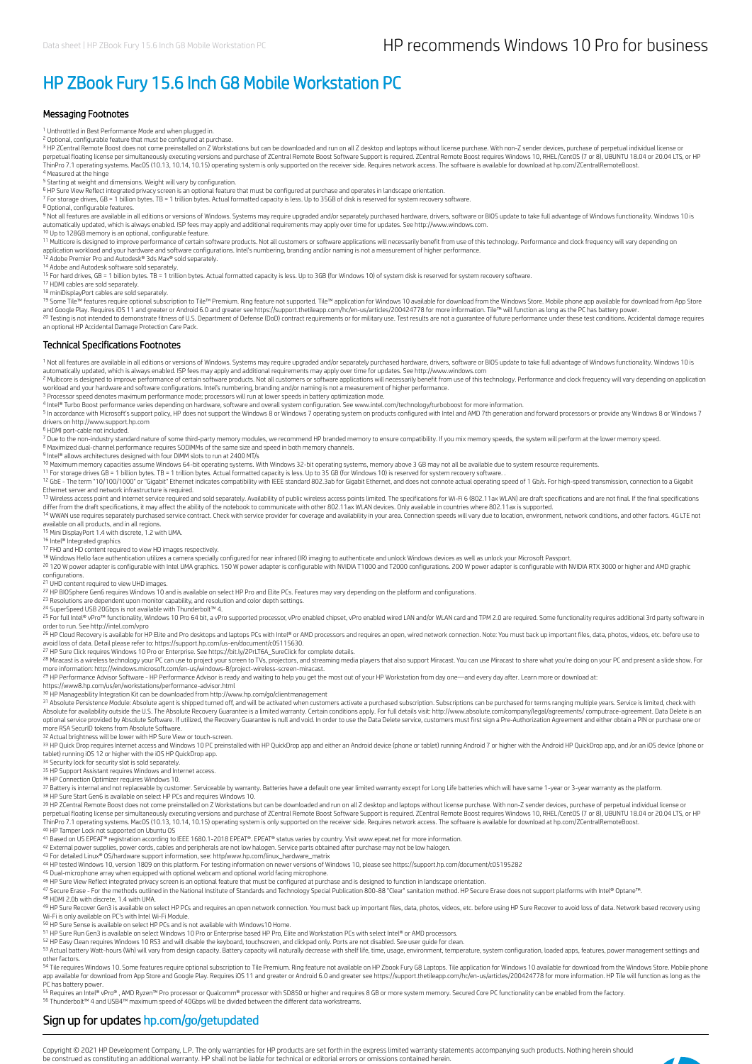# HP ZBook Fury 15.6 Inch G8 Mobile Workstation PC

## Messaging Footnotes

[1] Unthrottled in Best Performance Mode and when plugged in.
[2] Optional, configurable feature that must be configured at purchase.
[3] HP ZCentral Remote Boost does not come preinstalled on Z Workstations but can be downloaded and run on all Z desktop and laptops without license purchase. With non-Z sender devices, purchase of perpetual individual license or perpetual floating license per simultaneously executing versions and purchase of ZCentral Remote Boost Software Support is required. ZCentral Remote Boost requires Windows 10, RHEL/CentOS (7 or 8), UBUNTU 18.04 or 20.04 LTS, or HP ThinPro 7.1 operating systems. MacOS (10.13, 10.14, 10.15) operating system is only supported on the receiver side. Requires network access. The software is available for download at hp.com/ZCentralRemoteBoost.
[4] Measured at the hinge
[5] Starting at weight and dimensions. Weight will vary by configuration.
[6] HP Sure View Reflect integrated privacy screen is an optional feature that must be configured at purchase and operates in landscape orientation.
[7] For storage drives, GB = 1 billion bytes. TB = 1 trillion bytes. Actual formatted capacity is less. Up to 35GB of disk is reserved for system recovery software.
[8] Optional, configurable features.
[9] Not all features are available in all editions or versions of Windows. Systems may require upgraded and/or separately purchased hardware, drivers, software or BIOS update to take full advantage of Windows functionality. Windows 10 is automatically updated, which is always enabled. ISP fees may apply and additional requirements may apply over time for updates. See http://www.windows.com.
[10] Up to 128GB memory is an optional, configurable feature.
[11] Multicore is designed to improve performance of certain software products. Not all customers or software applications will necessarily benefit from use of this technology. Performance and clock frequency will vary depending on application workload and your hardware and software configurations. Intel's numbering, branding and/or naming is not a measurement of higher performance.
[12] Adobe Premier Pro and Autodesk® 3ds Max® sold separately.
[14] Adobe and Autodesk software sold separately.
[15] For hard drives, GB = 1 billion bytes. TB = 1 trillion bytes. Actual formatted capacity is less. Up to 3GB (for Windows 10) of system disk is reserved for system recovery software.
[17] HDMI cables are sold separately.
[18] miniDisplayPort cables are sold separately.
[19] Some Tile™ features require optional subscription to Tile™ Premium. Ring feature not supported. Tile™ application for Windows 10 available for download from the Windows Store. Mobile phone app available for download from App Store and Google Play. Requires iOS 11 and greater or Android 6.0 and greater see https://support.thetileapp.com/hc/en-us/articles/200424778 for more information. Tile™ will function as long as the PC has battery power.
[20] Testing is not intended to demonstrate fitness of U.S. Department of Defense (DoD) contract requirements or for military use. Test results are not a guarantee of future performance under these test conditions. Accidental damage requires an optional HP Accidental Damage Protection Care Pack.

## Technical Specifications Footnotes

[1] Not all features are available in all editions or versions of Windows. Systems may require upgraded and/or separately purchased hardware, drivers, software or BIOS update to take full advantage of Windows functionality. Windows 10 is automatically updated, which is always enabled. ISP fees may apply and additional requirements may apply over time for updates. See http://www.windows.com
[2] Multicore is designed to improve performance of certain software products. Not all customers or software applications will necessarily benefit from use of this technology. Performance and clock frequency will vary depending on application workload and your hardware and software configurations. Intel's numbering, branding and/or naming is not a measurement of higher performance.
[3] Processor speed denotes maximum performance mode; processors will run at lower speeds in battery optimization mode.
[4] Intel® Turbo Boost performance varies depending on hardware, software and overall system configuration. See www.intel.com/technology/turboboost for more information.
[5] In accordance with Microsoft's support policy, HP does not support the Windows 8 or Windows 7 operating system on products configured with Intel and AMD 7th generation and forward processors or provide any Windows 8 or Windows 7 drivers on http://www.support.hp.com
[6] HDMI port-cable not included.
[7] Due to the non-industry standard nature of some third-party memory modules, we recommend HP branded memory to ensure compatibility. If you mix memory speeds, the system will perform at the lower memory speed.
[8] Maximized dual-channel performance requires SODIMMs of the same size and speed in both memory channels.
[9] Intel® allows architectures designed with four DIMM slots to run at 2400 MT/s
[10] Maximum memory capacities assume Windows 64-bit operating systems. With Windows 32-bit operating systems, memory above 3 GB may not all be available due to system resource requirements.
[11] For storage drives GB = 1 billion bytes. TB = 1 trillion bytes. Actual formatted capacity is less. Up to 35 GB (for Windows 10) is reserved for system recovery software. .
[12] GbE - The term "10/100/1000" or "Gigabit" Ethernet indicates compatibility with IEEE standard 802.3ab for Gigabit Ethernet, and does not connote actual operating speed of 1 Gb/s. For high-speed transmission, connection to a Gigabit Ethernet server and network infrastructure is required.
[13] Wireless access point and Internet service required and sold separately. Availability of public wireless access points limited. The specifications for Wi-Fi 6 (802.11ax WLAN) are draft specifications and are not final. If the final specifications differ from the draft specifications, it may affect the ability of the notebook to communicate with other 802.11ax WLAN devices. Only available in countries where 802.11ax is supported.
[14] WWAN use requires separately purchased service contract. Check with service provider for coverage and availability in your area. Connection speeds will vary due to location, environment, network conditions, and other factors. 4G LTE not available on all products, and in all regions.
[15] Mini DisplayPort 1.4 with discrete, 1.2 with UMA.
[16] Intel® Integrated graphics
[17] FHD and HD content required to view HD images respectively.
[18] Windows Hello face authentication utilizes a camera specially configured for near infrared (IR) imaging to authenticate and unlock Windows devices as well as unlock your Microsoft Passport.
[20] 120 W power adapter is configurable with Intel UMA graphics. 150 W power adapter is configurable with NVIDIA T1000 and T2000 configurations. 200 W power adapter is configurable with NVIDIA RTX 3000 or higher and AMD graphic configurations.
[21] UHD content required to view UHD images.
[22] HP BIOSphere Gen6 requires Windows 10 and is available on select HP Pro and Elite PCs. Features may vary depending on the platform and configurations.
[23] Resolutions are dependent upon monitor capability, and resolution and color depth settings.
[24] SuperSpeed USB 20Gbps is not available with Thunderbolt™ 4.
[25] For full Intel® vPro™ functionality, Windows 10 Pro 64 bit, a vPro supported processor, vPro enabled chipset, vPro enabled wired LAN and/or WLAN card and TPM 2.0 are required. Some functionality requires additional 3rd party software in order to run. See http://intel.com/vpro
[26] HP Cloud Recovery is available for HP Elite and Pro desktops and laptops PCs with Intel® or AMD processors and requires an open, wired network connection. Note: You must back up important files, data, photos, videos, etc. before use to avoid loss of data. Detail please refer to: https://support.hp.com/us-en/document/c05115630.
[27] HP Sure Click requires Windows 10 Pro or Enterprise. See https://bit.ly/2PrLT6A_SureClick for complete details.
[28] Miracast is a wireless technology your PC can use to project your screen to TVs, projectors, and streaming media players that also support Miracast. You can use Miracast to share what you're doing on your PC and present a slide show. For more information: http://windows.microsoft.com/en-us/windows-8/project-wireless-screen-miracast.
[29] HP Performance Advisor Software - HP Performance Advisor is ready and waiting to help you get the most out of your HP Workstation from day one—and every day after. Learn more or download at: https://www8.hp.com/us/en/workstations/performance-advisor.html
[30] HP Manageability Integration Kit can be downloaded from http://www.hp.com/go/clientmanagement
[31] Absolute Persistence Module: Absolute agent is shipped turned off, and will be activated when customers activate a purchased subscription. Subscriptions can be purchased for terms ranging multiple years. Service is limited, check with Absolute for availability outside the U.S. The Absolute Recovery Guarantee is a limited warranty. Certain conditions apply. For full details visit: http://www.absolute.com/company/legal/agreements/ computrace-agreement. Data Delete is an optional service provided by Absolute Software. If utilized, the Recovery Guarantee is null and void. In order to use the Data Delete service, customers must first sign a Pre-Authorization Agreement and either obtain a PIN or purchase one or more RSA SecurID tokens from Absolute Software.
[32] Actual brightness will be lower with HP Sure View or touch-screen.
[33] HP Quick Drop requires Internet access and Windows 10 PC preinstalled with HP QuickDrop app and either an Android device (phone or tablet) running Android 7 or higher with the Android HP QuickDrop app, and /or an iOS device (phone or tablet) running iOS 12 or higher with the iOS HP QuickDrop app.
[34] Security lock for security slot is sold separately.
[35] HP Support Assistant requires Windows and Internet access.
[36] HP Connection Optimizer requires Windows 10.
[37] Battery is internal and not replaceable by customer. Serviceable by warranty. Batteries have a default one year limited warranty except for Long Life batteries which will have same 1-year or 3-year warranty as the platform.
[38] HP Sure Start Gen6 is available on select HP PCs and requires Windows 10.
[39] HP ZCentral Remote Boost does not come preinstalled on Z Workstations but can be downloaded and run on all Z desktop and laptops without license purchase. With non-Z sender devices, purchase of perpetual individual license or perpetual floating license per simultaneously executing versions and purchase of ZCentral Remote Boost Software Support is required. ZCentral Remote Boost requires Windows 10, RHEL/CentOS (7 or 8), UBUNTU 18.04 or 20.04 LTS, or HP ThinPro 7.1 operating systems. MacOS (10.13, 10.14, 10.15) operating system is only supported on the receiver side. Requires network access. The software is available for download at hp.com/ZCentralRemoteBoost.
[40] HP Tamper Lock not supported on Ubuntu OS
[41] Based on US EPEAT® registration according to IEEE 1680.1-2018 EPEAT®. EPEAT® status varies by country. Visit www.epeat.net for more information.
[42] External power supplies, power cords, cables and peripherals are not low halogen. Service parts obtained after purchase may not be low halogen.
[43] For detailed Linux® OS/hardware support information, see: http/www.hp.com/linux_hardware_matrix
[44] HP tested Windows 10, version 1809 on this platform. For testing information on newer versions of Windows 10, please see https://support.hp.com/document/c05195282
[45] Dual-microphone array when equipped with optional webcam and optional world facing microphone.
[46] HP Sure View Reflect integrated privacy screen is an optional feature that must be configured at purchase and is designed to function in landscape orientation.
[47] Secure Erase - For the methods outlined in the National Institute of Standards and Technology Special Publication 800-88 "Clear" sanitation method. HP Secure Erase does not support platforms with Intel® Optane™.
[48] HDMI 2.0b with discrete, 1.4 with UMA.
[49] HP Sure Recover Gen3 is available on select HP PCs and requires an open network connection. You must back up important files, data, photos, videos, etc. before using HP Sure Recover to avoid loss of data. Network based recovery using Wi-Fi is only available on PC's with Intel Wi-Fi Module.
[50] HP Sure Sense is available on select HP PCs and is not available with Windows10 Home.
[51] HP Sure Run Gen3 is available on select Windows 10 Pro or Enterprise based HP Pro, Elite and Workstation PCs with select Intel® or AMD processors.
[52] HP Easy Clean requires Windows 10 RS3 and will disable the keyboard, touchscreen, and clickpad only. Ports are not disabled. See user guide for clean.
[53] Actual battery Watt-hours (Wh) will vary from design capacity. Battery capacity will naturally decrease with shelf life, time, usage, environment, temperature, system configuration, loaded apps, features, power management settings and other factors.
[54] Tile requires Windows 10. Some features require optional subscription to Tile Premium. Ring feature not available on HP Zbook Fury G8 Laptops. Tile application for Windows 10 available for download from the Windows Store. Mobile phone app available for download from App Store and Google Play. Requires iOS 11 and greater or Android 6.0 and greater see https://support.thetileapp.com/hc/en-us/articles/200424778 for more information. HP Tile will function as long as the PC has battery power.
[55] Requires an Intel® vPro® , AMD Ryzen™ Pro processor or Qualcomm® processor with SD850 or higher and requires 8 GB or more system memory. Secured Core PC functionality can be enabled from the factory.
[56] Thunderbolt™ 4 and USB4™ maximum speed of 40Gbps will be divided between the different data workstreams.

## Sign up for updates hp.com/go/getupdated

Copyright © 2021 HP Development Company, L.P. The only warranties for HP products are set forth in the express limited warranty statements accompanying such products. Nothing herein should be construed as constituting an additional warranty. HP shall not be liable for technical or editorial errors or omissions contained herein.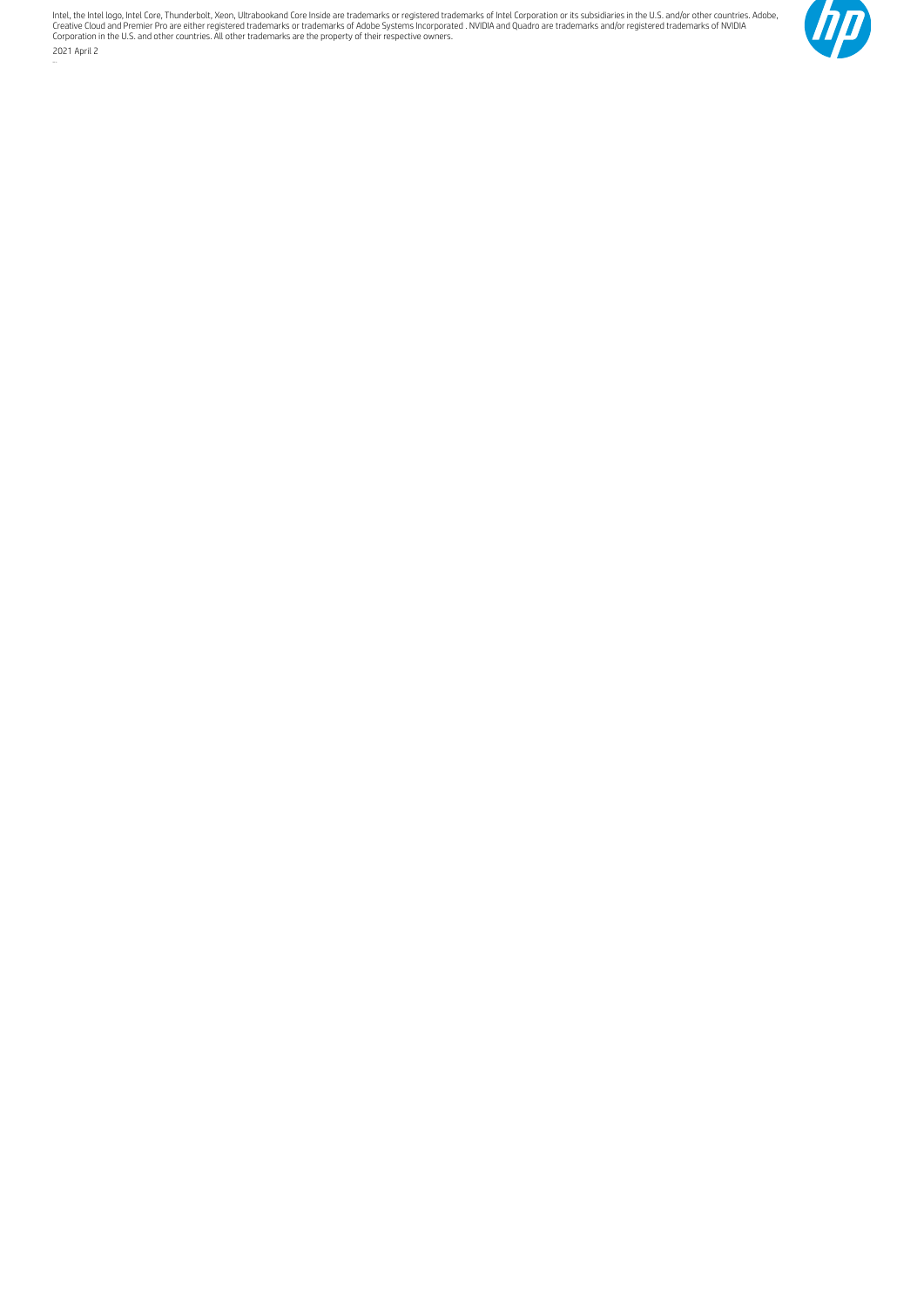Intel, the Intel logo, Intel Core, Thunderbolt, Xeon, Ultrabookand Core Inside are trademarks or registered trademarks of Intel Corporation or its subsidiaries in the U.S. and/or other countries. Adobe, Creative Cloud and Premier Pro are either registered trademarks or trademarks of Adobe Systems Incorporated . NVIDIA and Quadro are trademarks and/or registered trademarks of NVIDIA Corporation in the U.S. and other countries. All other trademarks are the property of their respective owners.

2021 April 2